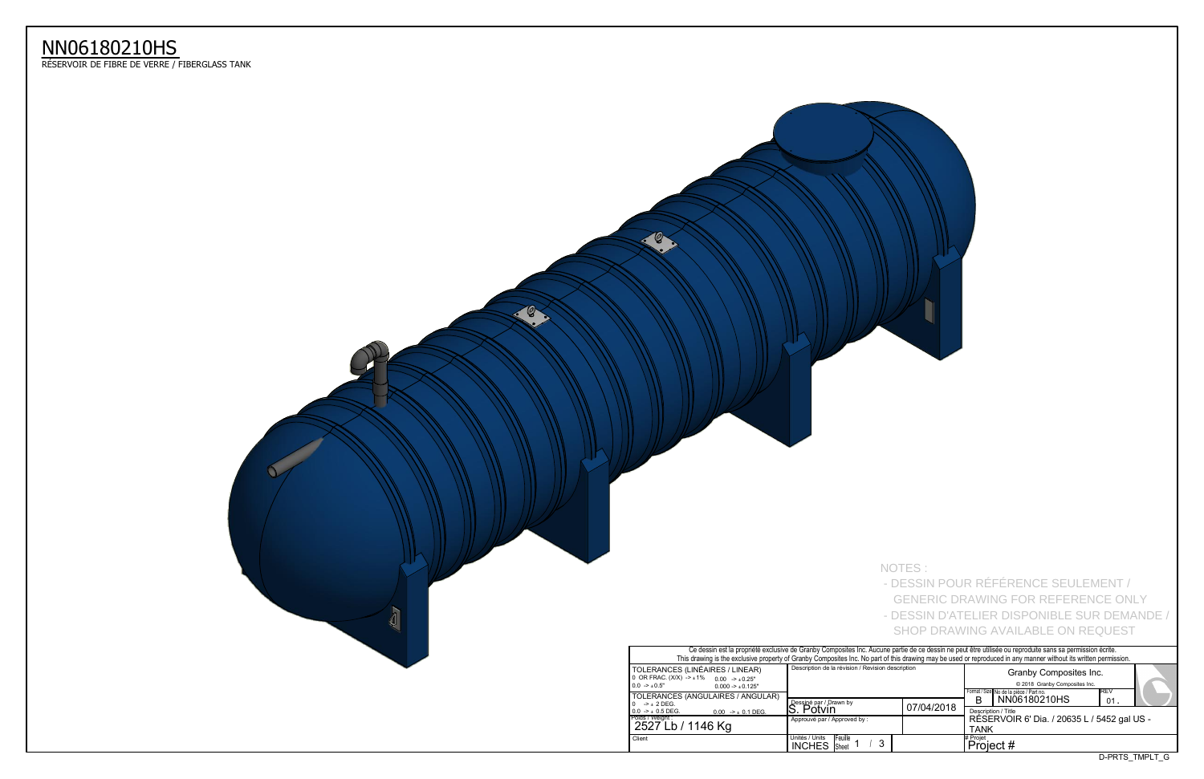# NN06180210HS

RÉSERVOIR DE FIBRE DE VERRE / FIBERGLASS TANK

NOTES :

- DESSIN POUR RÉFÉRENCE SEULEMENT / GENERIC DRAWING FOR REFERENCE ONLY
- DESSIN D'ATELIER DISPONIBLE SUR DEMANDE / SHOP DRAWING AVAILABLE ON REQUEST

Ce dessin est la propriété exclusive de Granby Composites Inc. Aucune partie de ce dessin ne peut être utilisée ou reproduite sans sa permission écrite.
This drawing is the exclusive property of Granby Composites Inc. No part of this drawing may be used or reproduced in any manner without its written permission.

| | | | |
|---|---|---|---|
| TOLERANCES (LINÉAIRES / LINEAR) 0 OR FRAC. (X/X) -> ± 1% 0.00 -> ± 0.25" 0.0 -> ± 0.5" 0.000 -> ± 0.125" | Description de la révision / Revision description | | Granby Composites Inc. © 2018 Granby Composites Inc. |
| TOLERANCES (ANGULAIRES / ANGULAR) 0 -> ± 2 DEG. 0.0 -> ± 0.5 DEG. 0.00 -> ± 0.1 DEG. | Dessiné par / Drawn by S. Potvin | 07/04/2018 | Format / Size B · No de la pièce / Part no. NN06180210HS · REV 01. |
| Poids / Weight : 2527 Lb / 1146 Kg | Approuvé par / Approved by : | | Description / Title RÉSERVOIR 6' Dia. / 20635 L / 5452 gal US - TANK |
| Client | Unités / Units INCHES · Feuille / Sheet 1 / 3 | | # Projet Project # |

D-PRTS_TMPLT_G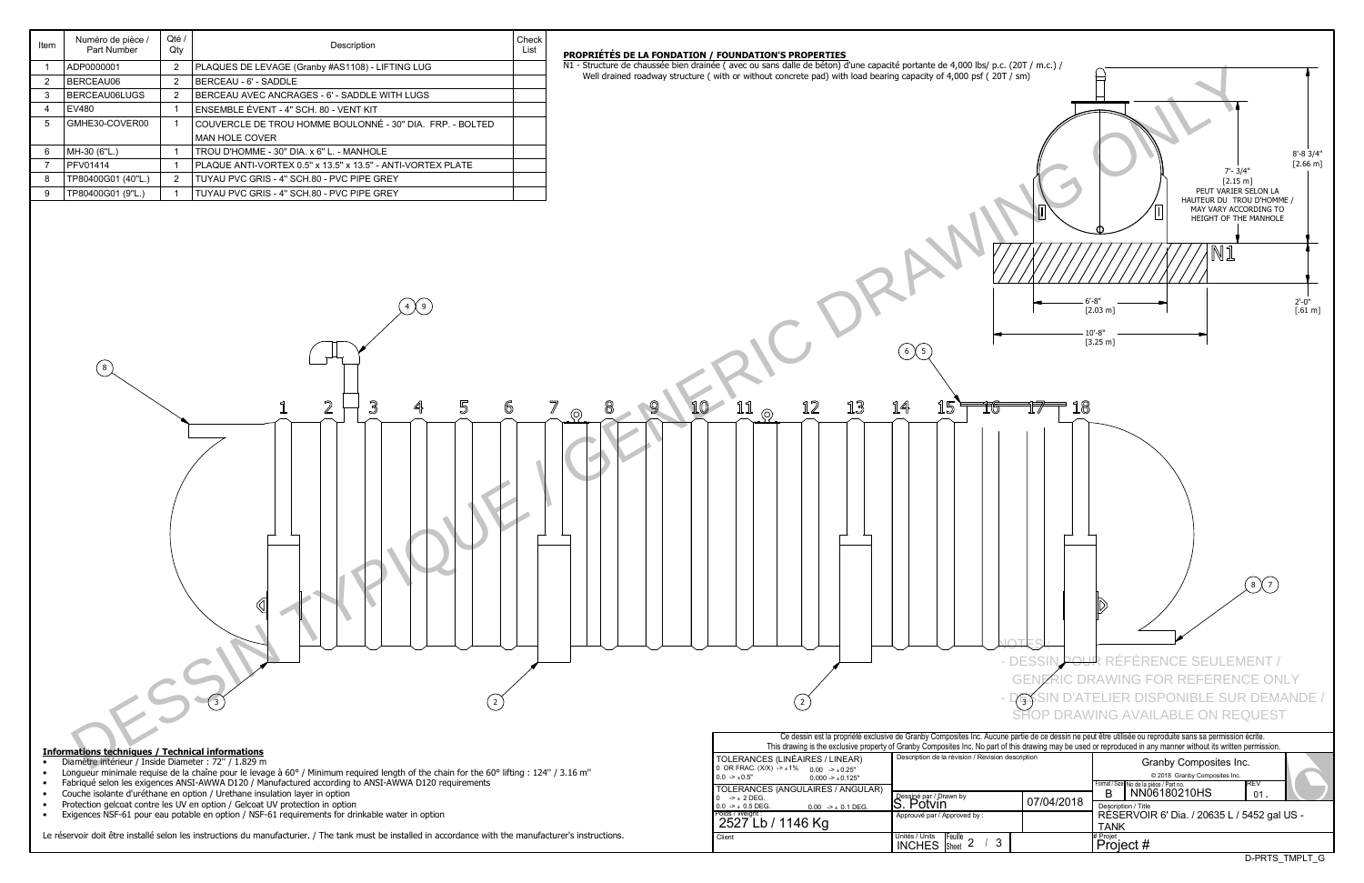| Item | Numéro de pièce / Part Number | Qté / Qty | Description | Check List |
| --- | --- | --- | --- | --- |
| 1 | ADP0000001 | 2 | PLAQUES DE LEVAGE (Granby #AS1108) - LIFTING LUG | |
| 2 | BERCEAU06 | 2 | BERCEAU - 6' - SADDLE | |
| 3 | BERCEAU06LUGS | 2 | BERCEAU AVEC ANCRAGES - 6' - SADDLE WITH LUGS | |
| 4 | EV480 | 1 | ENSEMBLE ÉVENT - 4" SCH. 80 - VENT KIT | |
| 5 | GMHE30-COVER00 | 1 | COUVERCLE DE TROU HOMME BOULONNÉ - 30" DIA. FRP. - BOLTED MAN HOLE COVER | |
| 6 | MH-30 (6"L.) | 1 | TROU D'HOMME - 30" DIA. x 6" L. - MANHOLE | |
| 7 | PFV01414 | 1 | PLAQUE ANTI-VORTEX 0.5" x 13.5" x 13.5" - ANTI-VORTEX PLATE | |
| 8 | TP80400G01 (40"L.) | 2 | TUYAU PVC GRIS - 4" SCH.80 - PVC PIPE GREY | |
| 9 | TP80400G01 (9"L.) | 1 | TUYAU PVC GRIS - 4" SCH.80 - PVC PIPE GREY | |

**PROPRIÉTÉS DE LA FONDATION / FOUNDATION'S PROPERTIES**

N1 - Structure de chaussée bien drainée ( avec ou sans dalle de béton) d'une capacité portante de 4,000 lbs/ p.c. (20T / m.c.) / Well drained roadway structure ( with or without concrete pad) with load bearing capacity of 4,000 psf ( 20T / sm)

7'- 3/4" [2.15 m]

PEUT VARIER SELON LA HAUTEUR DU TROU D'HOMME / MAY VARY ACCORDING TO HEIGHT OF THE MANHOLE

8'-8 3/4" [2.66 m]

N1

6'-8" [2.03 m]

10'-8" [3.25 m]

2'-0" [.61 m]

DESSIN TYPIQUE / GENERIC DRAWING ONLY

NOTES:

- DESSIN POUR RÉFÉRENCE SEULEMENT / GENERIC DRAWING FOR REFERENCE ONLY
- DESSIN D'ATELIER DISPONIBLE SUR DEMANDE / SHOP DRAWING AVAILABLE ON REQUEST

**Informations techniques / Technical informations**

- Diamètre intérieur / Inside Diameter : 72" / 1.829 m
- Longueur minimale requise de la chaîne pour le levage à 60° / Minimum required length of the chain for the 60° lifting : 124" / 3.16 m"
- Fabriqué selon les exigences ANSI-AWWA D120 / Manufactured according to ANSI-AWWA D120 requirements
- Couche isolante d'uréthane en option / Urethane insulation layer in option
- Protection gelcoat contre les UV en option / Gelcoat UV protection in option
- Exigences NSF-61 pour eau potable en option / NSF-61 requirements for drinkable water in option

Le réservoir doit être installé selon les instructions du manufacturier. / The tank must be installed in accordance with the manufacturer's instructions.

Ce dessin est la propriété exclusive de Granby Composites Inc. Aucune partie de ce dessin ne peut être utilisée ou reproduite sans sa permission écrite. This drawing is the exclusive property of Granby Composites Inc. No part of this drawing may be used or reproduced in any manner without its written permission.

TOLERANCES (LINÉAIRES / LINEAR): 0 OR FRAC. (X/X) -> ±1%; 0.0 -> ±0.5"; 0.00 -> ±0.25"; 0.000 -> ±0.125"

TOLERANCES (ANGULAIRES / ANGULAR): 0 -> ± 2 DEG.; 0.0 -> ± 0.5 DEG.; 0.00 -> ± 0.1 DEG.

Poids / Weight : 2527 Lb / 1146 Kg

Client

Description de la révision / Revision description

Dessiné par / Drawn by: S. Potvin — 07/04/2018

Approuvé par / Approved by :

Unités / Units: INCHES — Feuille / Sheet 2 / 3

Granby Composites Inc. © 2018 Granby Composites Inc.

Format / Size: B — No de la pièce / Part no.: NN06180210HS — REV 01.

Description / Title: RÉSERVOIR 6' Dia. / 20635 L / 5452 gal US - TANK

# Projet: Project #

D-PRTS_TMPLT_G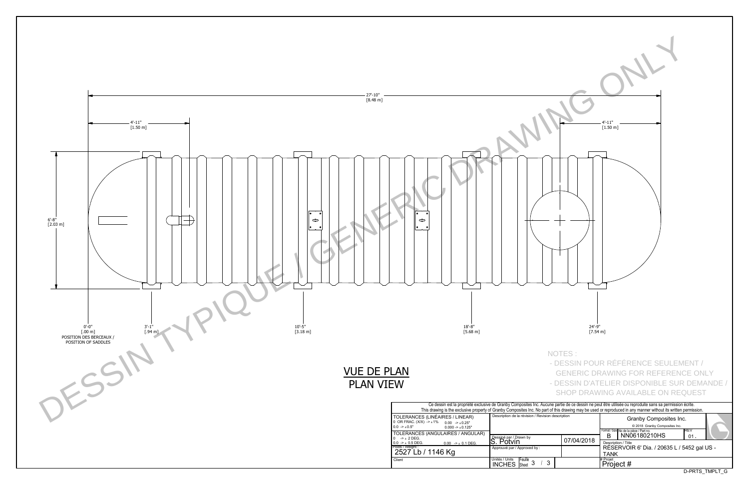DESSIN TYPIQUE / GENERIC DRAWING ONLY

27'-10"
[8.48 m]

4'-11"
[1.50 m]

4'-11"
[1.50 m]

6'-8"
[2.03 m]

0'-0"
[.00 m]
POSITION DES BERCEAUX /
POSITION OF SADDLES

3'-1"
[.94 m]

10'-5"
[3.18 m]

18'-8"
[5.68 m]

24'-9"
[7.54 m]

## VUE DE PLAN
## PLAN VIEW

NOTES :

- DESSIN POUR RÉFÉRENCE SEULEMENT / GENERIC DRAWING FOR REFERENCE ONLY
- DESSIN D'ATELIER DISPONIBLE SUR DEMANDE / SHOP DRAWING AVAILABLE ON REQUEST

Ce dessin est la propriété exclusive de Granby Composites Inc. Aucune partie de ce dessin ne peut être utilisée ou reproduite sans sa permission écrite.
This drawing is the exclusive property of Granby Composites Inc. No part of this drawing may be used or reproduced in any manner without its written permission.

| | | | |
|---|---|---|---|
| TOLERANCES (LINÉAIRES / LINEAR)<br>0 OR FRAC. (X/X) -> ± 1% 0.00 -> ± 0.25"<br>0.0 -> ± 0.5" 0.000 -> ± 0.125" | Description de la révision / Revision description | | Granby Composites Inc.<br>© 2018 Granby Composites Inc. |
| TOLERANCES (ANGULAIRES / ANGULAR)<br>0 -> ± 2 DEG.<br>0.0 -> ± 0.5 DEG. 0.00 -> ± 0.1 DEG. | Dessiné par / Drawn by<br>S. Potvin | 07/04/2018 | Format / Size: B<br>No de la pièce / Part no.: NN06180210HS<br>REV: 01. |
| Poids / Weight :<br>2527 Lb / 1146 Kg | Approuvé par / Approved by : | | Description / Title<br>RÉSERVOIR 6' Dia. / 20635 L / 5452 gal US - TANK |
| Client | Unités / Units: INCHES<br>Feuille / Sheet: 3 / 3 | | # Projet<br>Project # |

D-PRTS_TMPLT_G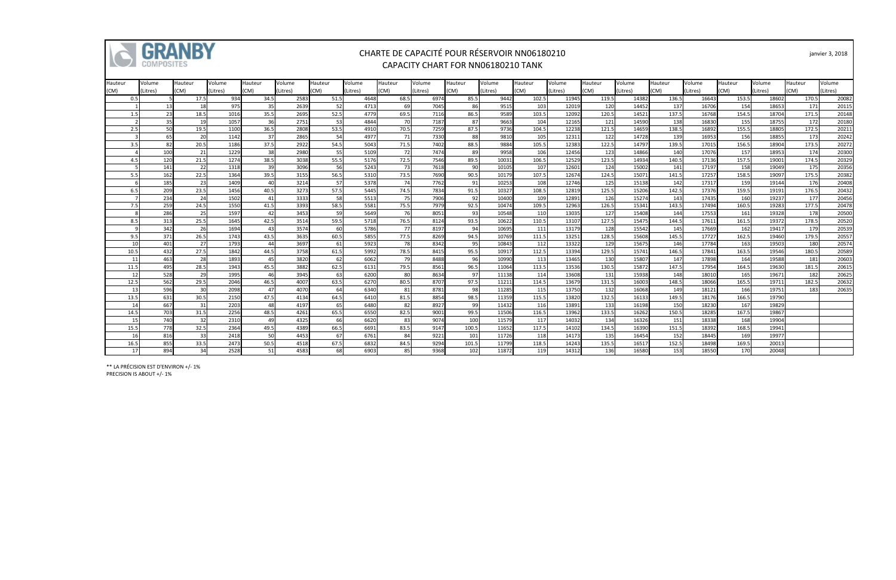GRANBY COMPOSITES

# CHARTE DE CAPACITÉ POUR RÉSERVOIR NN06180210
# CAPACITY CHART FOR NN06180210 TANK

janvier 3, 2018

| Hauteur (CM) | Volume (Litres) | Hauteur (CM) | Volume (Litres) | Hauteur (CM) | Volume (Litres) | Hauteur (CM) | Volume (Litres) | Hauteur (CM) | Volume (Litres) | Hauteur (CM) | Volume (Litres) | Hauteur (CM) | Volume (Litres) | Hauteur (CM) | Volume (Litres) | Hauteur (CM) | Volume (Litres) | Hauteur (CM) | Volume (Litres) | Hauteur (CM) | Volume (Litres) |
|---|---|---|---|---|---|---|---|---|---|---|---|---|---|---|---|---|---|---|---|---|---|
| 0.5 | 5 | 17.5 | 934 | 34.5 | 2583 | 51.5 | 4648 | 68.5 | 6974 | 85.5 | 9442 | 102.5 | 11945 | 119.5 | 14382 | 136.5 | 16643 | 153.5 | 18602 | 170.5 | 20082 |
| 1 | 13 | 18 | 975 | 35 | 2639 | 52 | 4713 | 69 | 7045 | 86 | 9515 | 103 | 12019 | 120 | 14452 | 137 | 16706 | 154 | 18653 | 171 | 20115 |
| 1.5 | 23 | 18.5 | 1016 | 35.5 | 2695 | 52.5 | 4779 | 69.5 | 7116 | 86.5 | 9589 | 103.5 | 12092 | 120.5 | 14521 | 137.5 | 16768 | 154.5 | 18704 | 171.5 | 20148 |
| 2 | 35 | 19 | 1057 | 36 | 2751 | 53 | 4844 | 70 | 7187 | 87 | 9663 | 104 | 12165 | 121 | 14590 | 138 | 16830 | 155 | 18755 | 172 | 20180 |
| 2.5 | 50 | 19.5 | 1100 | 36.5 | 2808 | 53.5 | 4910 | 70.5 | 7259 | 87.5 | 9736 | 104.5 | 12238 | 121.5 | 14659 | 138.5 | 16892 | 155.5 | 18805 | 172.5 | 20211 |
| 3 | 65 | 20 | 1142 | 37 | 2865 | 54 | 4977 | 71 | 7330 | 88 | 9810 | 105 | 12311 | 122 | 14728 | 139 | 16953 | 156 | 18855 | 173 | 20242 |
| 3.5 | 82 | 20.5 | 1186 | 37.5 | 2922 | 54.5 | 5043 | 71.5 | 7402 | 88.5 | 9884 | 105.5 | 12383 | 122.5 | 14797 | 139.5 | 17015 | 156.5 | 18904 | 173.5 | 20272 |
| 4 | 100 | 21 | 1229 | 38 | 2980 | 55 | 5109 | 72 | 7474 | 89 | 9958 | 106 | 12456 | 123 | 14866 | 140 | 17076 | 157 | 18953 | 174 | 20300 |
| 4.5 | 120 | 21.5 | 1274 | 38.5 | 3038 | 55.5 | 5176 | 72.5 | 7546 | 89.5 | 10031 | 106.5 | 12529 | 123.5 | 14934 | 140.5 | 17136 | 157.5 | 19001 | 174.5 | 20329 |
| 5 | 141 | 22 | 1318 | 39 | 3096 | 56 | 5243 | 73 | 7618 | 90 | 10105 | 107 | 12601 | 124 | 15002 | 141 | 17197 | 158 | 19049 | 175 | 20356 |
| 5.5 | 162 | 22.5 | 1364 | 39.5 | 3155 | 56.5 | 5310 | 73.5 | 7690 | 90.5 | 10179 | 107.5 | 12674 | 124.5 | 15071 | 141.5 | 17257 | 158.5 | 19097 | 175.5 | 20382 |
| 6 | 185 | 23 | 1409 | 40 | 3214 | 57 | 5378 | 74 | 7762 | 91 | 10253 | 108 | 12746 | 125 | 15138 | 142 | 17317 | 159 | 19144 | 176 | 20408 |
| 6.5 | 209 | 23.5 | 1456 | 40.5 | 3273 | 57.5 | 5445 | 74.5 | 7834 | 91.5 | 10327 | 108.5 | 12819 | 125.5 | 15206 | 142.5 | 17376 | 159.5 | 19191 | 176.5 | 20432 |
| 7 | 234 | 24 | 1502 | 41 | 3333 | 58 | 5513 | 75 | 7906 | 92 | 10400 | 109 | 12891 | 126 | 15274 | 143 | 17435 | 160 | 19237 | 177 | 20456 |
| 7.5 | 259 | 24.5 | 1550 | 41.5 | 3393 | 58.5 | 5581 | 75.5 | 7979 | 92.5 | 10474 | 109.5 | 12963 | 126.5 | 15341 | 143.5 | 17494 | 160.5 | 19283 | 177.5 | 20478 |
| 8 | 286 | 25 | 1597 | 42 | 3453 | 59 | 5649 | 76 | 8051 | 93 | 10548 | 110 | 13035 | 127 | 15408 | 144 | 17553 | 161 | 19328 | 178 | 20500 |
| 8.5 | 313 | 25.5 | 1645 | 42.5 | 3514 | 59.5 | 5718 | 76.5 | 8124 | 93.5 | 10622 | 110.5 | 13107 | 127.5 | 15475 | 144.5 | 17611 | 161.5 | 19372 | 178.5 | 20520 |
| 9 | 342 | 26 | 1694 | 43 | 3574 | 60 | 5786 | 77 | 8197 | 94 | 10695 | 111 | 13179 | 128 | 15542 | 145 | 17669 | 162 | 19417 | 179 | 20539 |
| 9.5 | 371 | 26.5 | 1743 | 43.5 | 3635 | 60.5 | 5855 | 77.5 | 8269 | 94.5 | 10769 | 111.5 | 13251 | 128.5 | 15608 | 145.5 | 17727 | 162.5 | 19460 | 179.5 | 20557 |
| 10 | 401 | 27 | 1793 | 44 | 3697 | 61 | 5923 | 78 | 8342 | 95 | 10843 | 112 | 13322 | 129 | 15675 | 146 | 17784 | 163 | 19503 | 180 | 20574 |
| 10.5 | 432 | 27.5 | 1842 | 44.5 | 3758 | 61.5 | 5992 | 78.5 | 8415 | 95.5 | 10917 | 112.5 | 13394 | 129.5 | 15741 | 146.5 | 17841 | 163.5 | 19546 | 180.5 | 20589 |
| 11 | 463 | 28 | 1893 | 45 | 3820 | 62 | 6062 | 79 | 8488 | 96 | 10990 | 113 | 13465 | 130 | 15807 | 147 | 17898 | 164 | 19588 | 181 | 20603 |
| 11.5 | 495 | 28.5 | 1943 | 45.5 | 3882 | 62.5 | 6131 | 79.5 | 8561 | 96.5 | 11064 | 113.5 | 13536 | 130.5 | 15872 | 147.5 | 17954 | 164.5 | 19630 | 181.5 | 20615 |
| 12 | 528 | 29 | 1995 | 46 | 3945 | 63 | 6200 | 80 | 8634 | 97 | 11138 | 114 | 13608 | 131 | 15938 | 148 | 18010 | 165 | 19671 | 182 | 20625 |
| 12.5 | 562 | 29.5 | 2046 | 46.5 | 4007 | 63.5 | 6270 | 80.5 | 8707 | 97.5 | 11211 | 114.5 | 13679 | 131.5 | 16003 | 148.5 | 18066 | 165.5 | 19711 | 182.5 | 20632 |
| 13 | 596 | 30 | 2098 | 47 | 4070 | 64 | 6340 | 81 | 8781 | 98 | 11285 | 115 | 13750 | 132 | 16068 | 149 | 18121 | 166 | 19751 | 183 | 20635 |
| 13.5 | 631 | 30.5 | 2150 | 47.5 | 4134 | 64.5 | 6410 | 81.5 | 8854 | 98.5 | 11359 | 115.5 | 13820 | 132.5 | 16133 | 149.5 | 18176 | 166.5 | 19790 | | |
| 14 | 667 | 31 | 2203 | 48 | 4197 | 65 | 6480 | 82 | 8927 | 99 | 11432 | 116 | 13891 | 133 | 16198 | 150 | 18230 | 167 | 19829 | | |
| 14.5 | 703 | 31.5 | 2256 | 48.5 | 4261 | 65.5 | 6550 | 82.5 | 9001 | 99.5 | 11506 | 116.5 | 13962 | 133.5 | 16262 | 150.5 | 18285 | 167.5 | 19867 | | |
| 15 | 740 | 32 | 2310 | 49 | 4325 | 66 | 6620 | 83 | 9074 | 100 | 11579 | 117 | 14032 | 134 | 16326 | 151 | 18338 | 168 | 19904 | | |
| 15.5 | 778 | 32.5 | 2364 | 49.5 | 4389 | 66.5 | 6691 | 83.5 | 9147 | 100.5 | 11652 | 117.5 | 14102 | 134.5 | 16390 | 151.5 | 18392 | 168.5 | 19941 | | |
| 16 | 816 | 33 | 2418 | 50 | 4453 | 67 | 6761 | 84 | 9221 | 101 | 11726 | 118 | 14173 | 135 | 16454 | 152 | 18445 | 169 | 19977 | | |
| 16.5 | 855 | 33.5 | 2473 | 50.5 | 4518 | 67.5 | 6832 | 84.5 | 9294 | 101.5 | 11799 | 118.5 | 14243 | 135.5 | 16517 | 152.5 | 18498 | 169.5 | 20013 | | |
| 17 | 894 | 34 | 2528 | 51 | 4583 | 68 | 6903 | 85 | 9368 | 102 | 11872 | 119 | 14312 | 136 | 16580 | 153 | 18550 | 170 | 20048 | | |

** LA PRÉCISION EST D'ENVIRON +/- 1%
PRECISION IS ABOUT +/- 1%